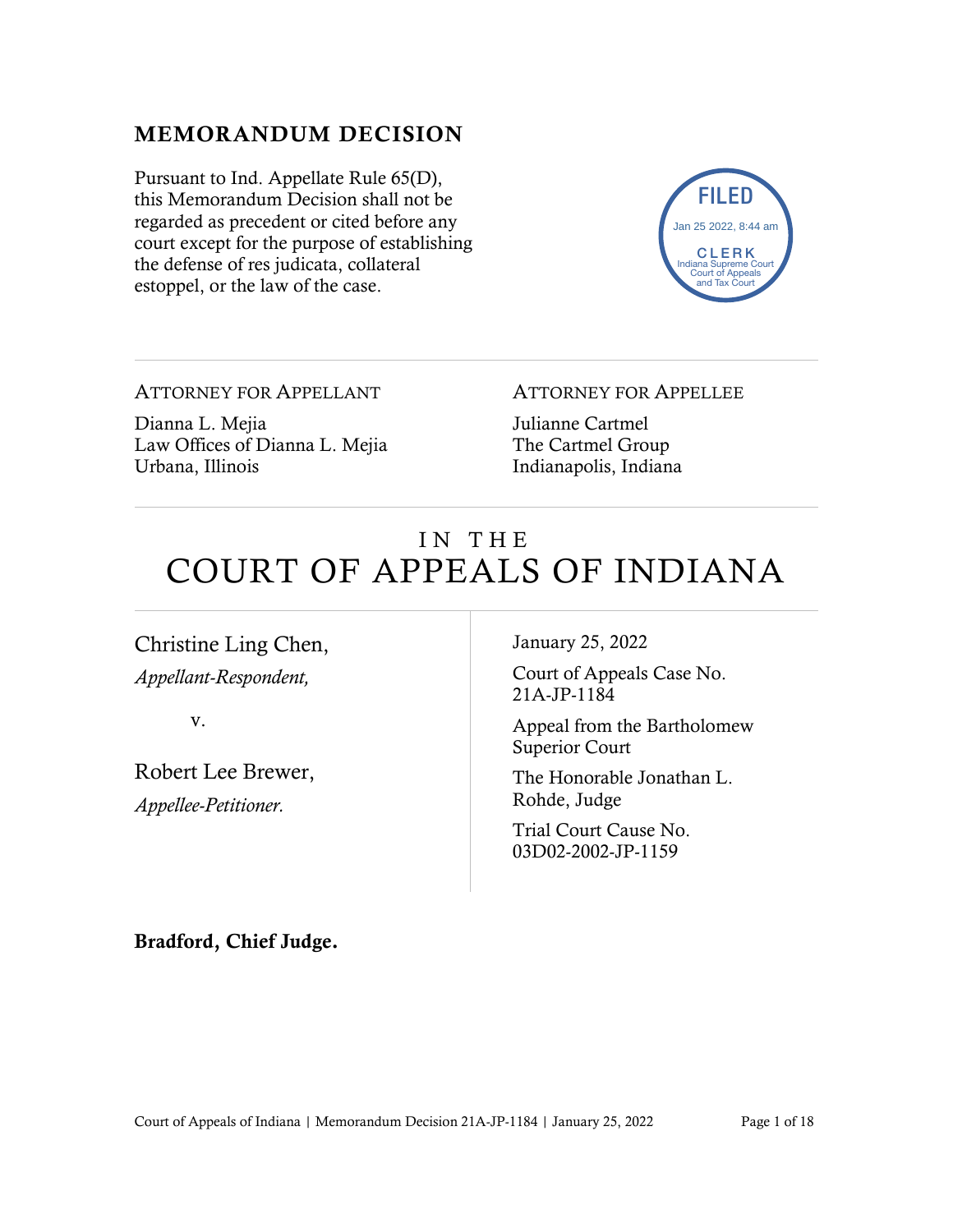## MEMORANDUM DECISION

Pursuant to Ind. Appellate Rule 65(D), this Memorandum Decision shall not be regarded as precedent or cited before any court except for the purpose of establishing the defense of res judicata, collateral estoppel, or the law of the case.

FILED
Jan 25 2022, 8:44 am
CLERK
Indiana Supreme Court
Court of Appeals
and Tax Court

ATTORNEY FOR APPELLANT

Dianna L. Mejia
Law Offices of Dianna L. Mejia
Urbana, Illinois

ATTORNEY FOR APPELLEE

Julianne Cartmel
The Cartmel Group
Indianapolis, Indiana

# IN THE COURT OF APPEALS OF INDIANA

Christine Ling Chen,
*Appellant-Respondent,*

v.

Robert Lee Brewer,
*Appellee-Petitioner.*

January 25, 2022

Court of Appeals Case No. 21A-JP-1184

Appeal from the Bartholomew Superior Court

The Honorable Jonathan L. Rohde, Judge

Trial Court Cause No. 03D02-2002-JP-1159

**Bradford, Chief Judge.**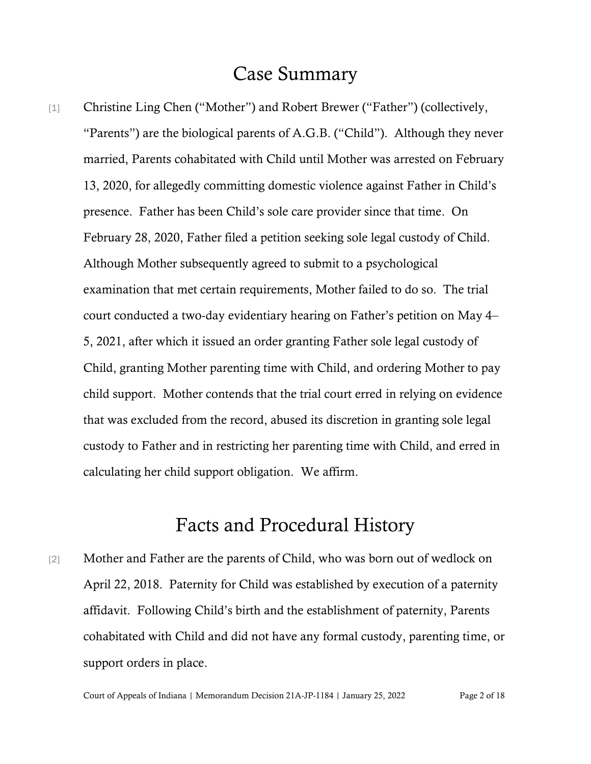# Case Summary

[1] Christine Ling Chen ("Mother") and Robert Brewer ("Father") (collectively, "Parents") are the biological parents of A.G.B. ("Child"). Although they never married, Parents cohabitated with Child until Mother was arrested on February 13, 2020, for allegedly committing domestic violence against Father in Child's presence. Father has been Child's sole care provider since that time. On February 28, 2020, Father filed a petition seeking sole legal custody of Child. Although Mother subsequently agreed to submit to a psychological examination that met certain requirements, Mother failed to do so. The trial court conducted a two-day evidentiary hearing on Father's petition on May 4–5, 2021, after which it issued an order granting Father sole legal custody of Child, granting Mother parenting time with Child, and ordering Mother to pay child support. Mother contends that the trial court erred in relying on evidence that was excluded from the record, abused its discretion in granting sole legal custody to Father and in restricting her parenting time with Child, and erred in calculating her child support obligation. We affirm.

# Facts and Procedural History

[2] Mother and Father are the parents of Child, who was born out of wedlock on April 22, 2018. Paternity for Child was established by execution of a paternity affidavit. Following Child's birth and the establishment of paternity, Parents cohabitated with Child and did not have any formal custody, parenting time, or support orders in place.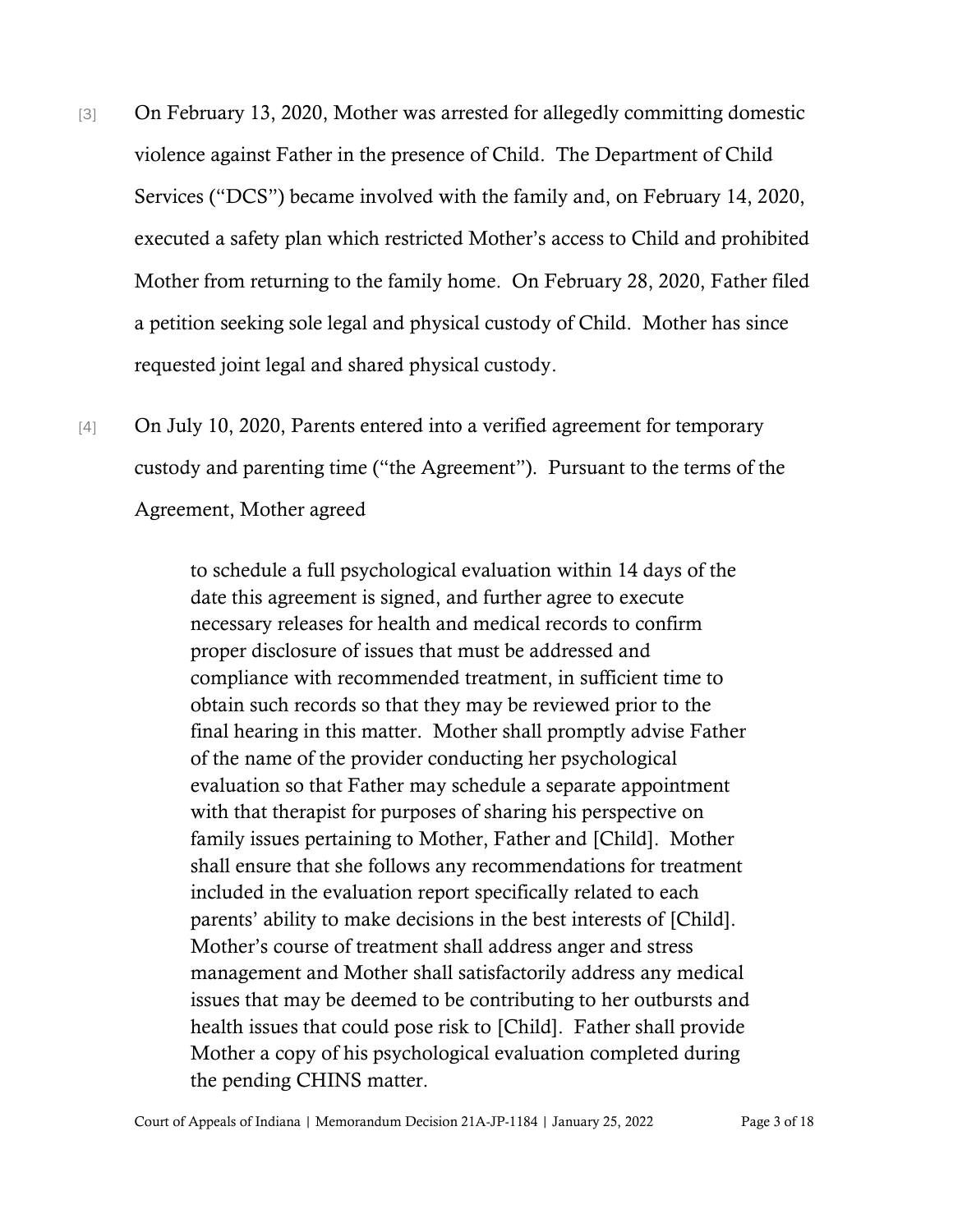[3] On February 13, 2020, Mother was arrested for allegedly committing domestic violence against Father in the presence of Child. The Department of Child Services ("DCS") became involved with the family and, on February 14, 2020, executed a safety plan which restricted Mother's access to Child and prohibited Mother from returning to the family home. On February 28, 2020, Father filed a petition seeking sole legal and physical custody of Child. Mother has since requested joint legal and shared physical custody.

[4] On July 10, 2020, Parents entered into a verified agreement for temporary custody and parenting time ("the Agreement"). Pursuant to the terms of the Agreement, Mother agreed

> to schedule a full psychological evaluation within 14 days of the date this agreement is signed, and further agree to execute necessary releases for health and medical records to confirm proper disclosure of issues that must be addressed and compliance with recommended treatment, in sufficient time to obtain such records so that they may be reviewed prior to the final hearing in this matter. Mother shall promptly advise Father of the name of the provider conducting her psychological evaluation so that Father may schedule a separate appointment with that therapist for purposes of sharing his perspective on family issues pertaining to Mother, Father and [Child]. Mother shall ensure that she follows any recommendations for treatment included in the evaluation report specifically related to each parents' ability to make decisions in the best interests of [Child]. Mother's course of treatment shall address anger and stress management and Mother shall satisfactorily address any medical issues that may be deemed to be contributing to her outbursts and health issues that could pose risk to [Child]. Father shall provide Mother a copy of his psychological evaluation completed during the pending CHINS matter.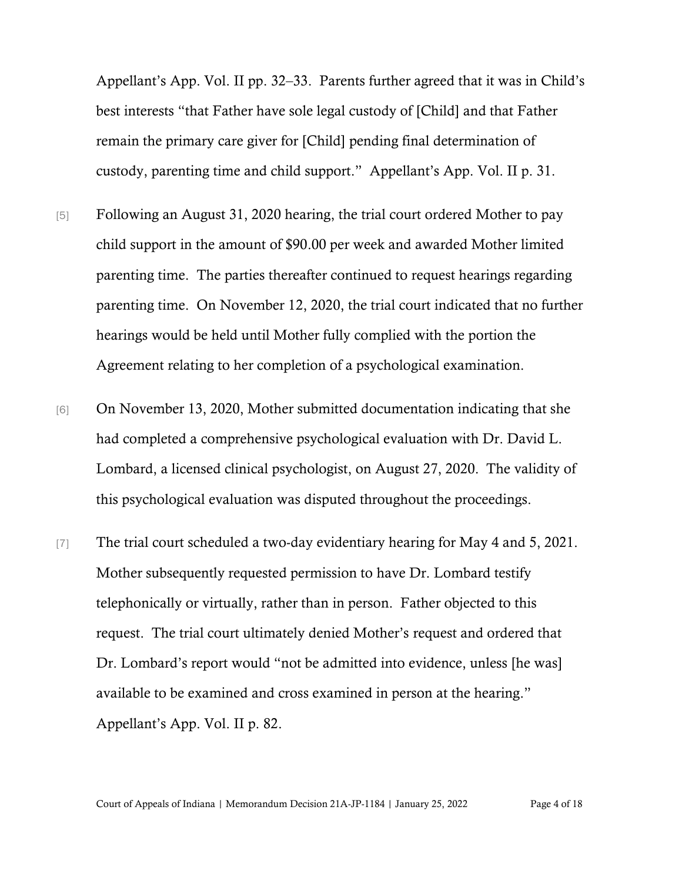Appellant's App. Vol. II pp. 32–33. Parents further agreed that it was in Child's best interests "that Father have sole legal custody of [Child] and that Father remain the primary care giver for [Child] pending final determination of custody, parenting time and child support." Appellant's App. Vol. II p. 31.

[5] Following an August 31, 2020 hearing, the trial court ordered Mother to pay child support in the amount of $90.00 per week and awarded Mother limited parenting time. The parties thereafter continued to request hearings regarding parenting time. On November 12, 2020, the trial court indicated that no further hearings would be held until Mother fully complied with the portion the Agreement relating to her completion of a psychological examination.

[6] On November 13, 2020, Mother submitted documentation indicating that she had completed a comprehensive psychological evaluation with Dr. David L. Lombard, a licensed clinical psychologist, on August 27, 2020. The validity of this psychological evaluation was disputed throughout the proceedings.

[7] The trial court scheduled a two-day evidentiary hearing for May 4 and 5, 2021. Mother subsequently requested permission to have Dr. Lombard testify telephonically or virtually, rather than in person. Father objected to this request. The trial court ultimately denied Mother's request and ordered that Dr. Lombard's report would "not be admitted into evidence, unless [he was] available to be examined and cross examined in person at the hearing." Appellant's App. Vol. II p. 82.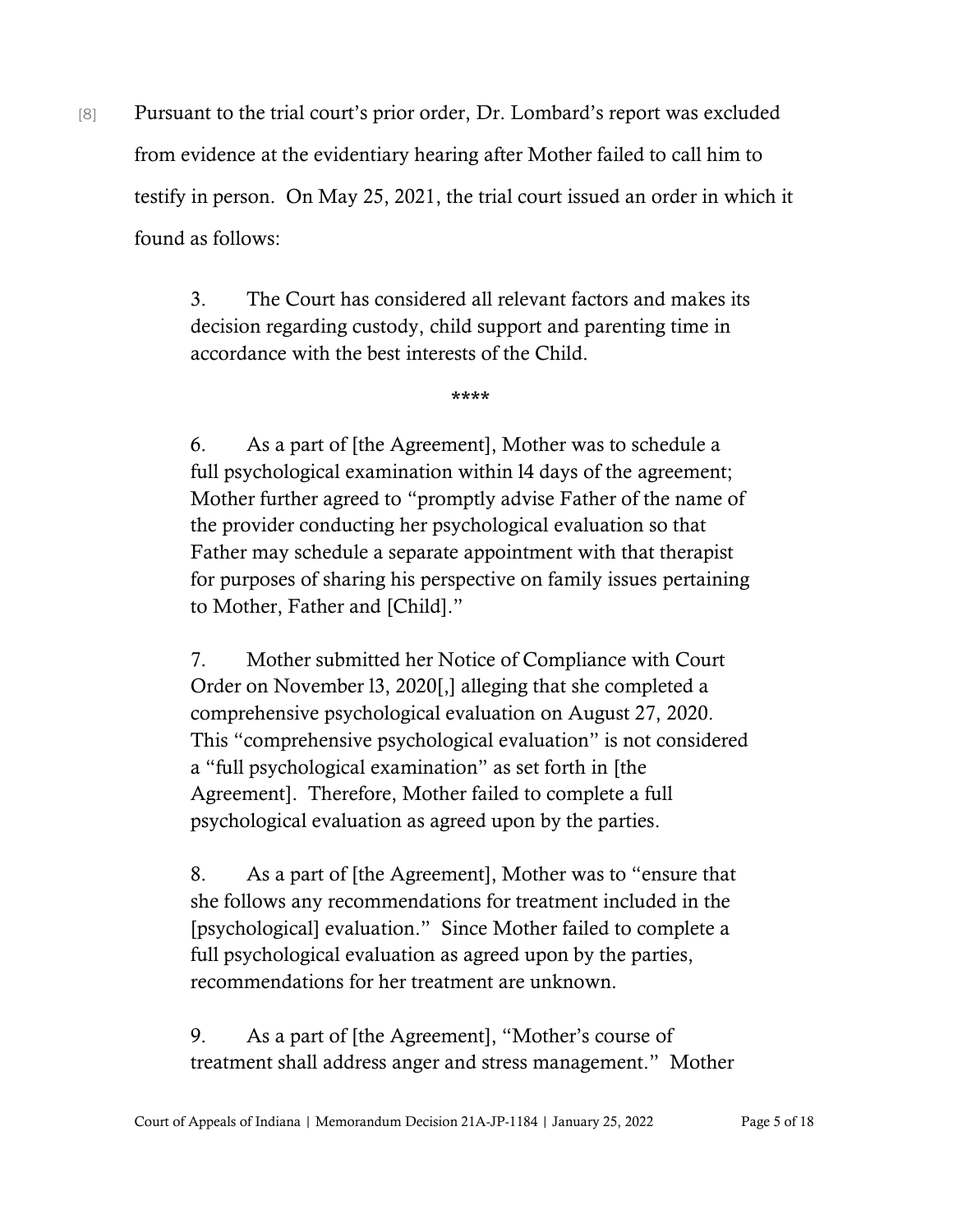[8] Pursuant to the trial court's prior order, Dr. Lombard's report was excluded from evidence at the evidentiary hearing after Mother failed to call him to testify in person. On May 25, 2021, the trial court issued an order in which it found as follows:

> 3. The Court has considered all relevant factors and makes its decision regarding custody, child support and parenting time in accordance with the best interests of the Child.
>
> ****
>
> 6. As a part of [the Agreement], Mother was to schedule a full psychological examination within l4 days of the agreement; Mother further agreed to "promptly advise Father of the name of the provider conducting her psychological evaluation so that Father may schedule a separate appointment with that therapist for purposes of sharing his perspective on family issues pertaining to Mother, Father and [Child]."
>
> 7. Mother submitted her Notice of Compliance with Court Order on November l3, 2020[,] alleging that she completed a comprehensive psychological evaluation on August 27, 2020. This "comprehensive psychological evaluation" is not considered a "full psychological examination" as set forth in [the Agreement]. Therefore, Mother failed to complete a full psychological evaluation as agreed upon by the parties.
>
> 8. As a part of [the Agreement], Mother was to "ensure that she follows any recommendations for treatment included in the [psychological] evaluation." Since Mother failed to complete a full psychological evaluation as agreed upon by the parties, recommendations for her treatment are unknown.
>
> 9. As a part of [the Agreement], "Mother's course of treatment shall address anger and stress management." Mother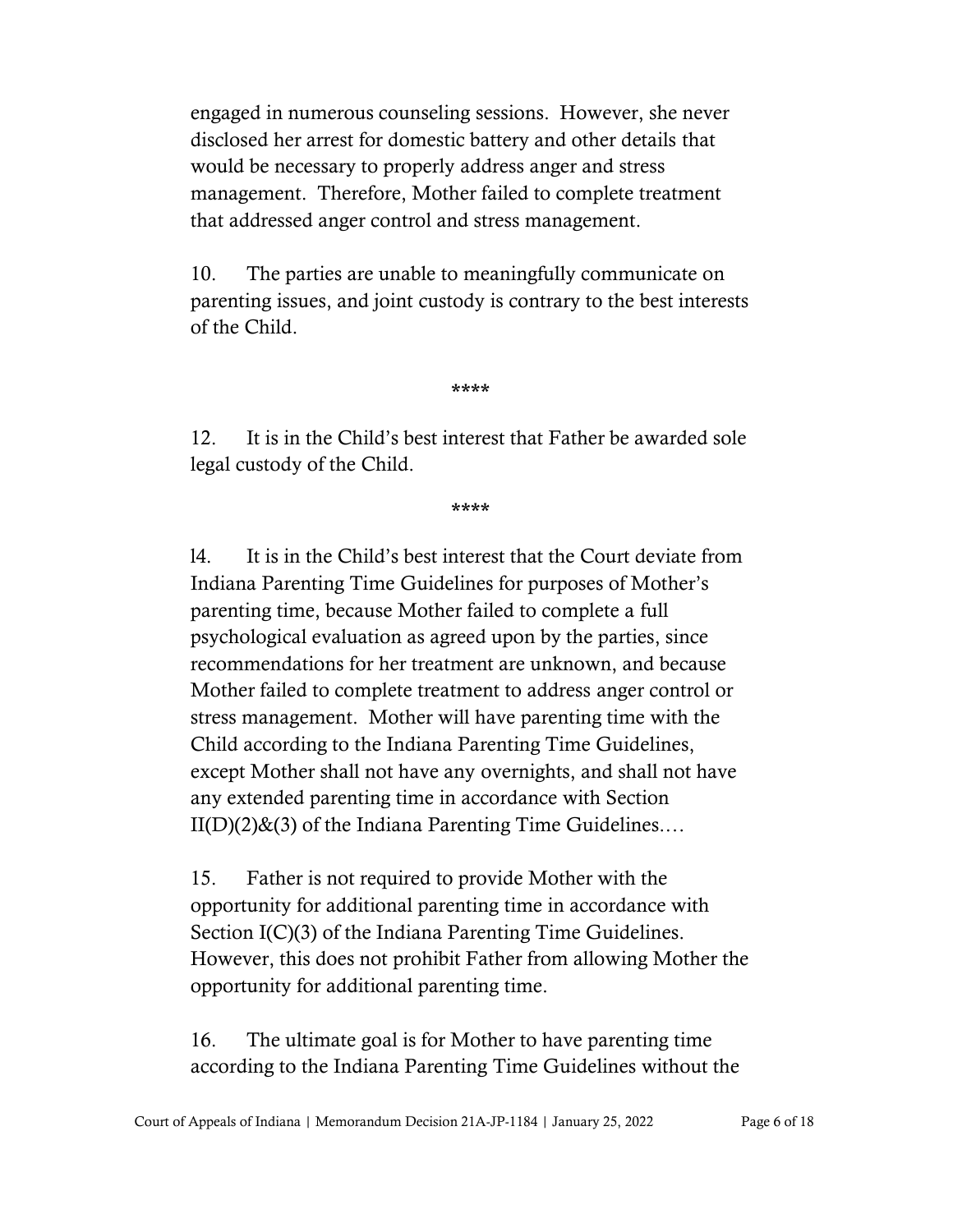engaged in numerous counseling sessions. However, she never disclosed her arrest for domestic battery and other details that would be necessary to properly address anger and stress management. Therefore, Mother failed to complete treatment that addressed anger control and stress management.

10. The parties are unable to meaningfully communicate on parenting issues, and joint custody is contrary to the best interests of the Child.

****

12. It is in the Child's best interest that Father be awarded sole legal custody of the Child.

****

l4. It is in the Child's best interest that the Court deviate from Indiana Parenting Time Guidelines for purposes of Mother's parenting time, because Mother failed to complete a full psychological evaluation as agreed upon by the parties, since recommendations for her treatment are unknown, and because Mother failed to complete treatment to address anger control or stress management. Mother will have parenting time with the Child according to the Indiana Parenting Time Guidelines, except Mother shall not have any overnights, and shall not have any extended parenting time in accordance with Section II(D)(2)&(3) of the Indiana Parenting Time Guidelines.…

15. Father is not required to provide Mother with the opportunity for additional parenting time in accordance with Section I(C)(3) of the Indiana Parenting Time Guidelines. However, this does not prohibit Father from allowing Mother the opportunity for additional parenting time.

16. The ultimate goal is for Mother to have parenting time according to the Indiana Parenting Time Guidelines without the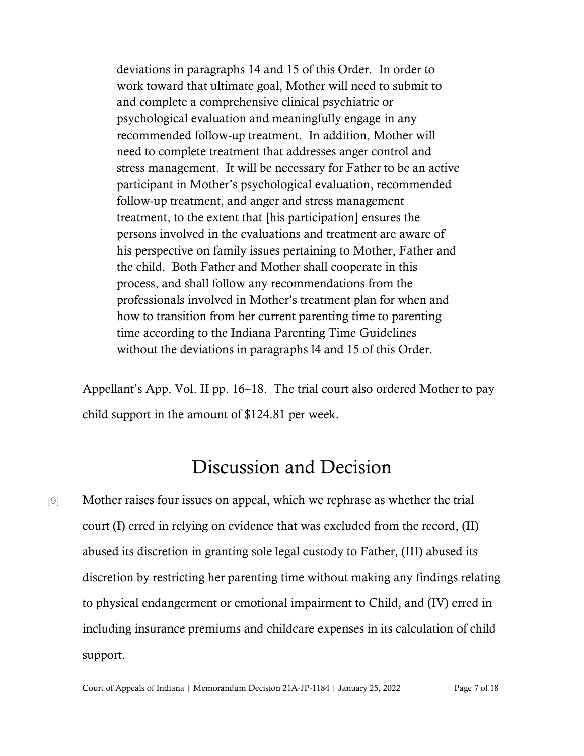> deviations in paragraphs 14 and 15 of this Order. In order to work toward that ultimate goal, Mother will need to submit to and complete a comprehensive clinical psychiatric or psychological evaluation and meaningfully engage in any recommended follow-up treatment. In addition, Mother will need to complete treatment that addresses anger control and stress management. It will be necessary for Father to be an active participant in Mother's psychological evaluation, recommended follow-up treatment, and anger and stress management treatment, to the extent that [his participation] ensures the persons involved in the evaluations and treatment are aware of his perspective on family issues pertaining to Mother, Father and the child. Both Father and Mother shall cooperate in this process, and shall follow any recommendations from the professionals involved in Mother's treatment plan for when and how to transition from her current parenting time to parenting time according to the Indiana Parenting Time Guidelines without the deviations in paragraphs l4 and 15 of this Order.

Appellant's App. Vol. II pp. 16–18. The trial court also ordered Mother to pay child support in the amount of $124.81 per week.

# Discussion and Decision

[9] Mother raises four issues on appeal, which we rephrase as whether the trial court (I) erred in relying on evidence that was excluded from the record, (II) abused its discretion in granting sole legal custody to Father, (III) abused its discretion by restricting her parenting time without making any findings relating to physical endangerment or emotional impairment to Child, and (IV) erred in including insurance premiums and childcare expenses in its calculation of child support.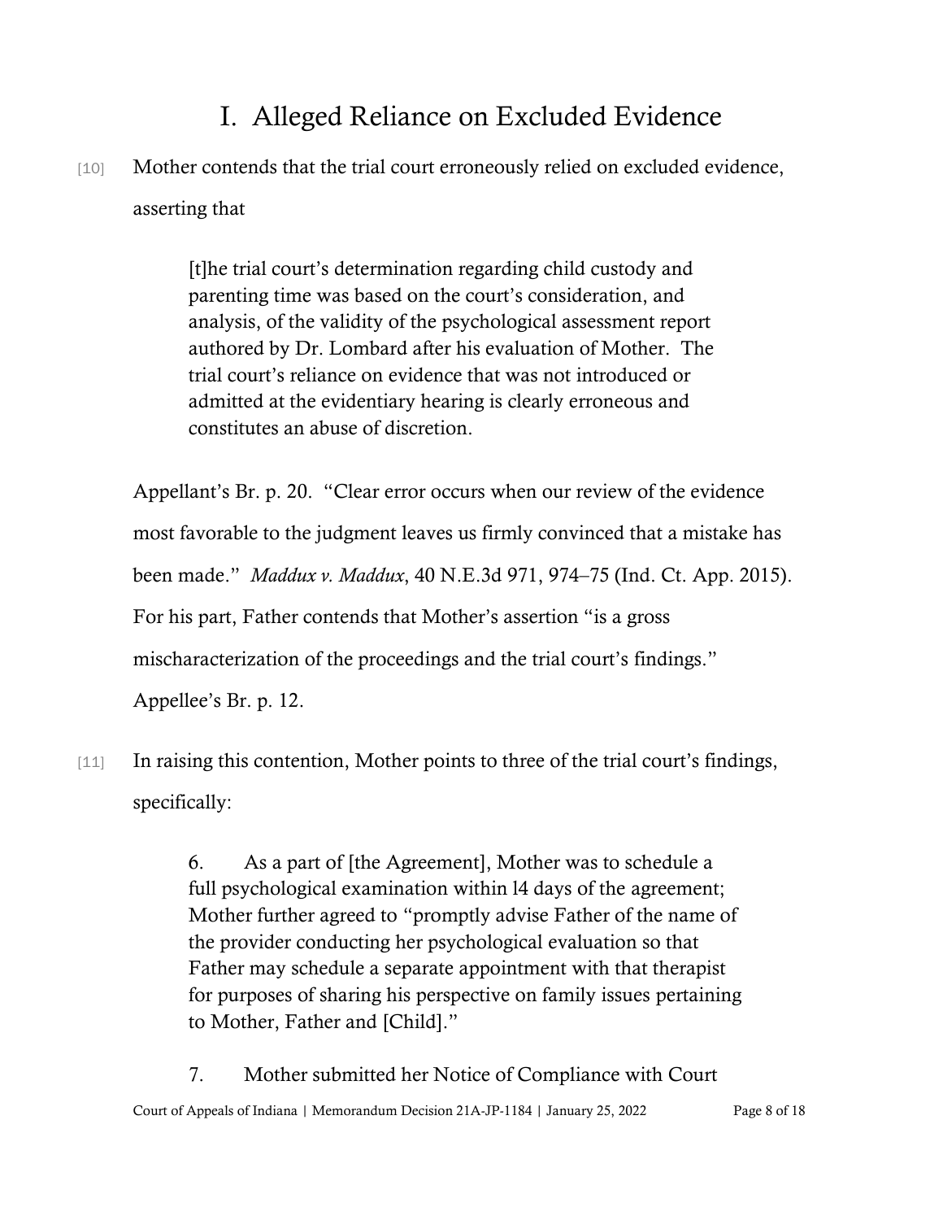## I. Alleged Reliance on Excluded Evidence

[10] Mother contends that the trial court erroneously relied on excluded evidence, asserting that

> [t]he trial court's determination regarding child custody and parenting time was based on the court's consideration, and analysis, of the validity of the psychological assessment report authored by Dr. Lombard after his evaluation of Mother. The trial court's reliance on evidence that was not introduced or admitted at the evidentiary hearing is clearly erroneous and constitutes an abuse of discretion.

Appellant's Br. p. 20. "Clear error occurs when our review of the evidence most favorable to the judgment leaves us firmly convinced that a mistake has been made." *Maddux v. Maddux*, 40 N.E.3d 971, 974–75 (Ind. Ct. App. 2015). For his part, Father contends that Mother's assertion "is a gross mischaracterization of the proceedings and the trial court's findings." Appellee's Br. p. 12.

[11] In raising this contention, Mother points to three of the trial court's findings, specifically:

> 6. As a part of [the Agreement], Mother was to schedule a full psychological examination within l4 days of the agreement; Mother further agreed to "promptly advise Father of the name of the provider conducting her psychological evaluation so that Father may schedule a separate appointment with that therapist for purposes of sharing his perspective on family issues pertaining to Mother, Father and [Child]."
>
> 7. Mother submitted her Notice of Compliance with Court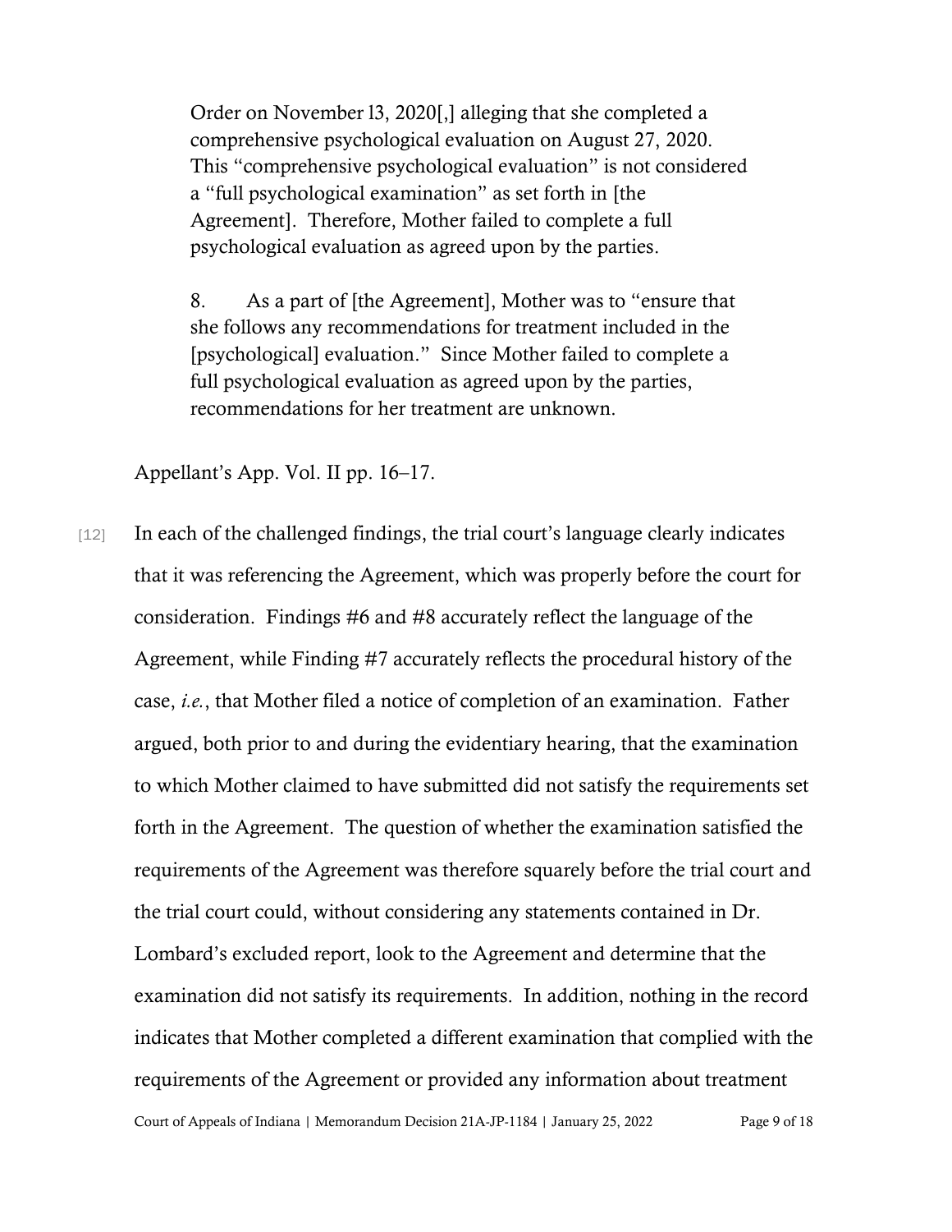> Order on November l3, 2020[,] alleging that she completed a comprehensive psychological evaluation on August 27, 2020. This "comprehensive psychological evaluation" is not considered a "full psychological examination" as set forth in [the Agreement]. Therefore, Mother failed to complete a full psychological evaluation as agreed upon by the parties.
>
> 8. As a part of [the Agreement], Mother was to "ensure that she follows any recommendations for treatment included in the [psychological] evaluation." Since Mother failed to complete a full psychological evaluation as agreed upon by the parties, recommendations for her treatment are unknown.

Appellant's App. Vol. II pp. 16–17.

[12] In each of the challenged findings, the trial court's language clearly indicates that it was referencing the Agreement, which was properly before the court for consideration. Findings #6 and #8 accurately reflect the language of the Agreement, while Finding #7 accurately reflects the procedural history of the case, *i.e.*, that Mother filed a notice of completion of an examination. Father argued, both prior to and during the evidentiary hearing, that the examination to which Mother claimed to have submitted did not satisfy the requirements set forth in the Agreement. The question of whether the examination satisfied the requirements of the Agreement was therefore squarely before the trial court and the trial court could, without considering any statements contained in Dr. Lombard's excluded report, look to the Agreement and determine that the examination did not satisfy its requirements. In addition, nothing in the record indicates that Mother completed a different examination that complied with the requirements of the Agreement or provided any information about treatment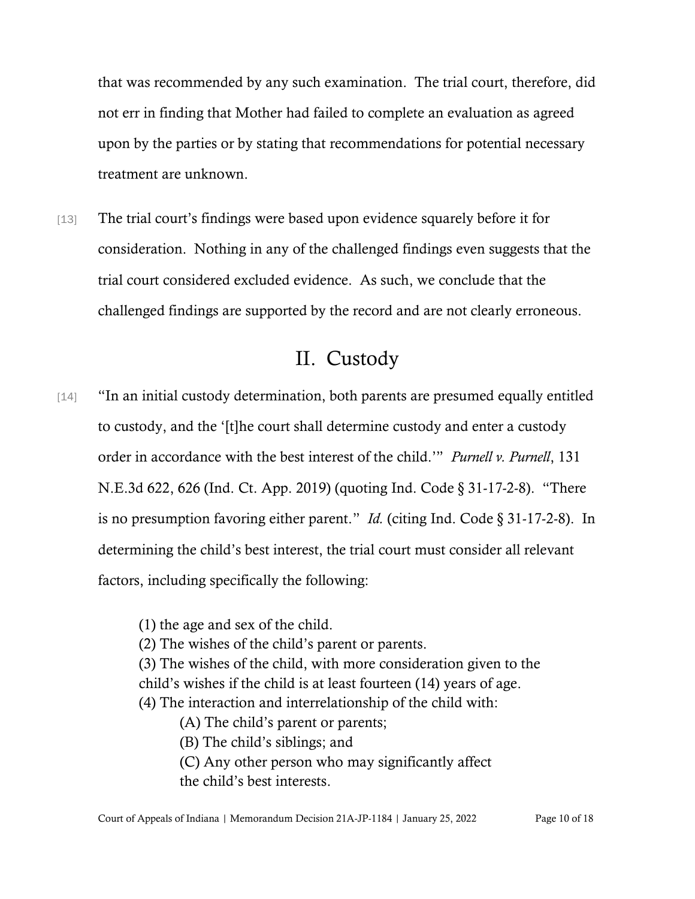that was recommended by any such examination. The trial court, therefore, did not err in finding that Mother had failed to complete an evaluation as agreed upon by the parties or by stating that recommendations for potential necessary treatment are unknown.

[13] The trial court's findings were based upon evidence squarely before it for consideration. Nothing in any of the challenged findings even suggests that the trial court considered excluded evidence. As such, we conclude that the challenged findings are supported by the record and are not clearly erroneous.

## II. Custody

[14] "In an initial custody determination, both parents are presumed equally entitled to custody, and the '[t]he court shall determine custody and enter a custody order in accordance with the best interest of the child.'" *Purnell v. Purnell*, 131 N.E.3d 622, 626 (Ind. Ct. App. 2019) (quoting Ind. Code § 31-17-2-8). "There is no presumption favoring either parent." *Id.* (citing Ind. Code § 31-17-2-8). In determining the child's best interest, the trial court must consider all relevant factors, including specifically the following:

> (1) the age and sex of the child.
> (2) The wishes of the child's parent or parents.
> (3) The wishes of the child, with more consideration given to the child's wishes if the child is at least fourteen (14) years of age.
> (4) The interaction and interrelationship of the child with:
>
> (A) The child's parent or parents;
> (B) The child's siblings; and
> (C) Any other person who may significantly affect the child's best interests.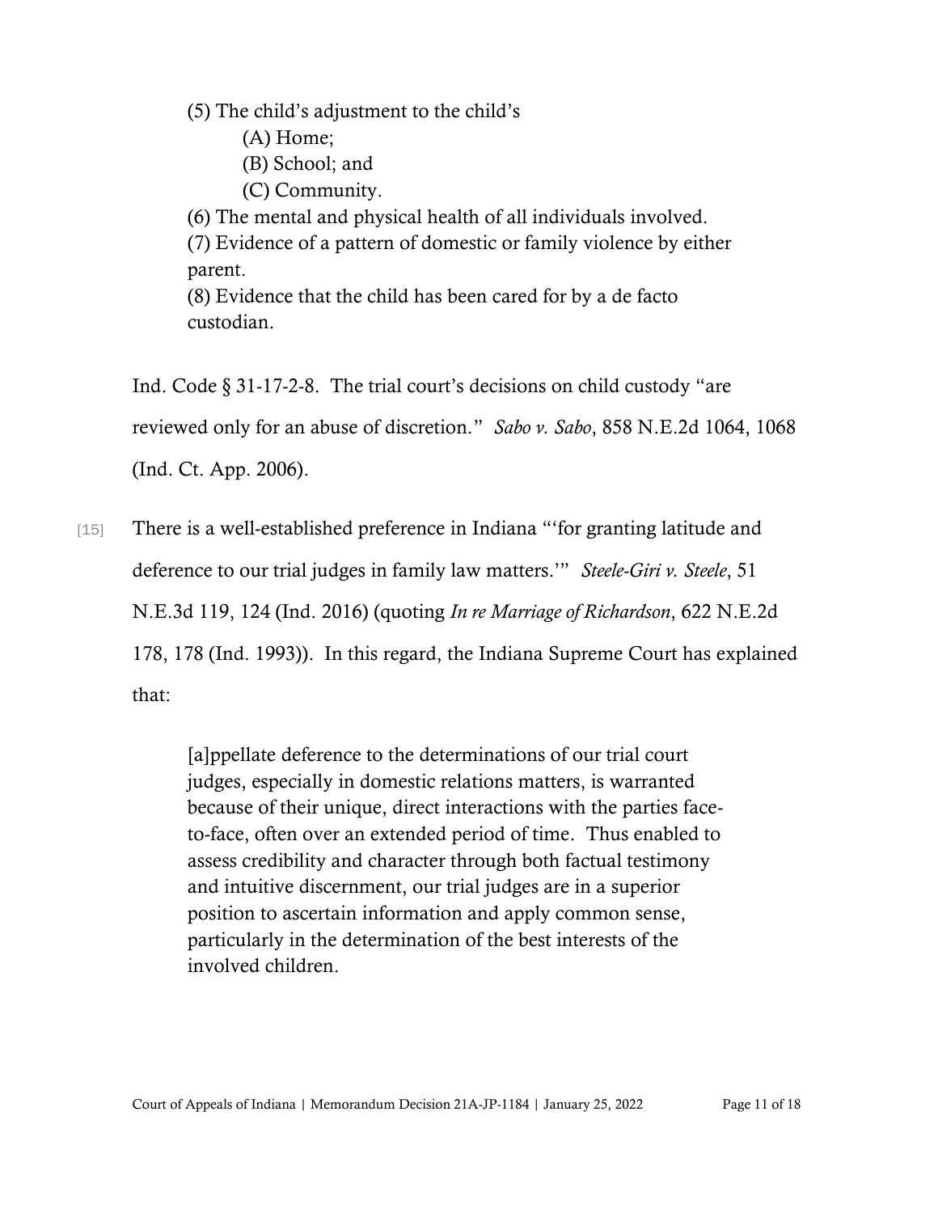(5) The child's adjustment to the child's

(A) Home;

(B) School; and

(C) Community.

(6) The mental and physical health of all individuals involved.

(7) Evidence of a pattern of domestic or family violence by either parent.

(8) Evidence that the child has been cared for by a de facto custodian.

Ind. Code § 31-17-2-8. The trial court's decisions on child custody "are reviewed only for an abuse of discretion." *Sabo v. Sabo*, 858 N.E.2d 1064, 1068 (Ind. Ct. App. 2006).

[15] There is a well-established preference in Indiana "'for granting latitude and deference to our trial judges in family law matters.'" *Steele-Giri v. Steele*, 51 N.E.3d 119, 124 (Ind. 2016) (quoting *In re Marriage of Richardson*, 622 N.E.2d 178, 178 (Ind. 1993)). In this regard, the Indiana Supreme Court has explained that:

> [a]ppellate deference to the determinations of our trial court judges, especially in domestic relations matters, is warranted because of their unique, direct interactions with the parties face-to-face, often over an extended period of time. Thus enabled to assess credibility and character through both factual testimony and intuitive discernment, our trial judges are in a superior position to ascertain information and apply common sense, particularly in the determination of the best interests of the involved children.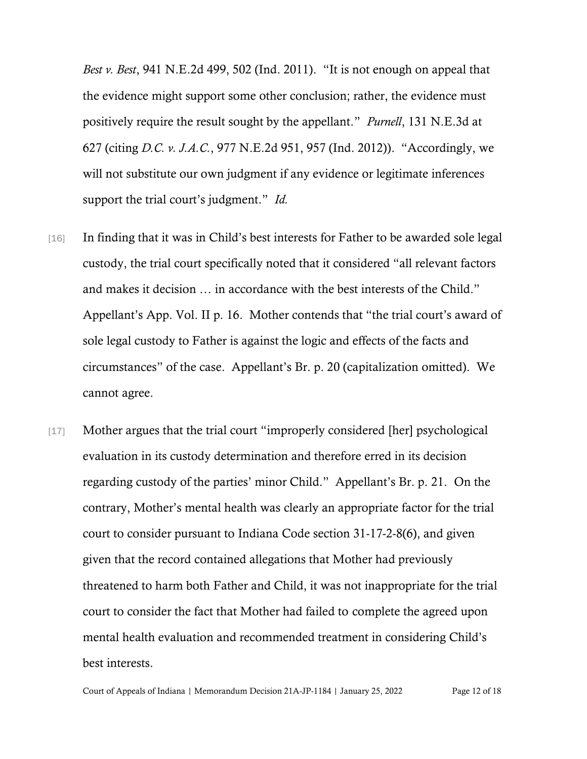*Best v. Best*, 941 N.E.2d 499, 502 (Ind. 2011). "It is not enough on appeal that the evidence might support some other conclusion; rather, the evidence must positively require the result sought by the appellant." *Purnell*, 131 N.E.3d at 627 (citing *D.C. v. J.A.C.*, 977 N.E.2d 951, 957 (Ind. 2012)). "Accordingly, we will not substitute our own judgment if any evidence or legitimate inferences support the trial court's judgment." *Id.*

[16] In finding that it was in Child's best interests for Father to be awarded sole legal custody, the trial court specifically noted that it considered "all relevant factors and makes it decision … in accordance with the best interests of the Child." Appellant's App. Vol. II p. 16. Mother contends that "the trial court's award of sole legal custody to Father is against the logic and effects of the facts and circumstances" of the case. Appellant's Br. p. 20 (capitalization omitted). We cannot agree.

[17] Mother argues that the trial court "improperly considered [her] psychological evaluation in its custody determination and therefore erred in its decision regarding custody of the parties' minor Child." Appellant's Br. p. 21. On the contrary, Mother's mental health was clearly an appropriate factor for the trial court to consider pursuant to Indiana Code section 31-17-2-8(6), and given given that the record contained allegations that Mother had previously threatened to harm both Father and Child, it was not inappropriate for the trial court to consider the fact that Mother had failed to complete the agreed upon mental health evaluation and recommended treatment in considering Child's best interests.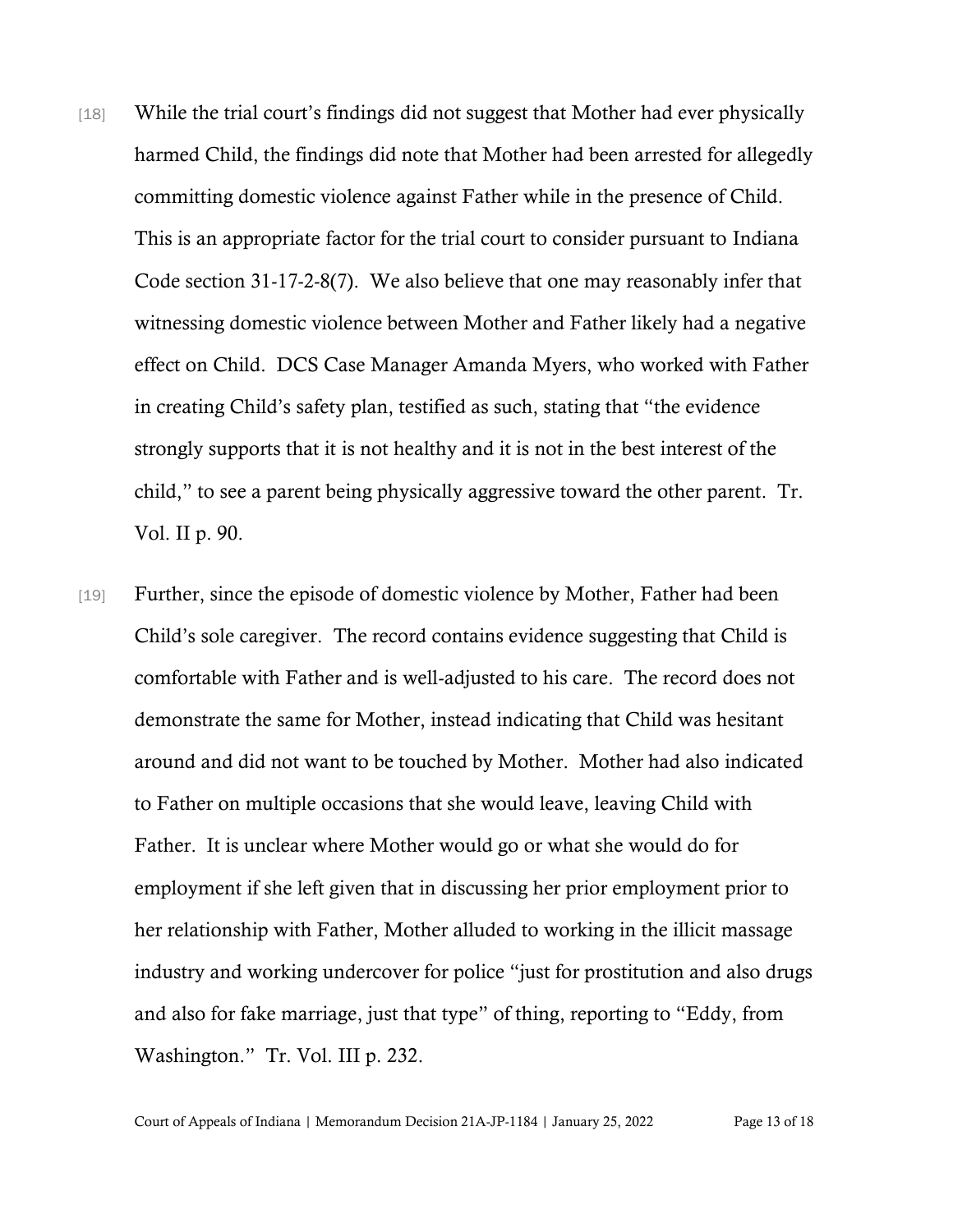[18] While the trial court's findings did not suggest that Mother had ever physically harmed Child, the findings did note that Mother had been arrested for allegedly committing domestic violence against Father while in the presence of Child. This is an appropriate factor for the trial court to consider pursuant to Indiana Code section 31-17-2-8(7). We also believe that one may reasonably infer that witnessing domestic violence between Mother and Father likely had a negative effect on Child. DCS Case Manager Amanda Myers, who worked with Father in creating Child's safety plan, testified as such, stating that "the evidence strongly supports that it is not healthy and it is not in the best interest of the child," to see a parent being physically aggressive toward the other parent. Tr. Vol. II p. 90.

[19] Further, since the episode of domestic violence by Mother, Father had been Child's sole caregiver. The record contains evidence suggesting that Child is comfortable with Father and is well-adjusted to his care. The record does not demonstrate the same for Mother, instead indicating that Child was hesitant around and did not want to be touched by Mother. Mother had also indicated to Father on multiple occasions that she would leave, leaving Child with Father. It is unclear where Mother would go or what she would do for employment if she left given that in discussing her prior employment prior to her relationship with Father, Mother alluded to working in the illicit massage industry and working undercover for police "just for prostitution and also drugs and also for fake marriage, just that type" of thing, reporting to "Eddy, from Washington." Tr. Vol. III p. 232.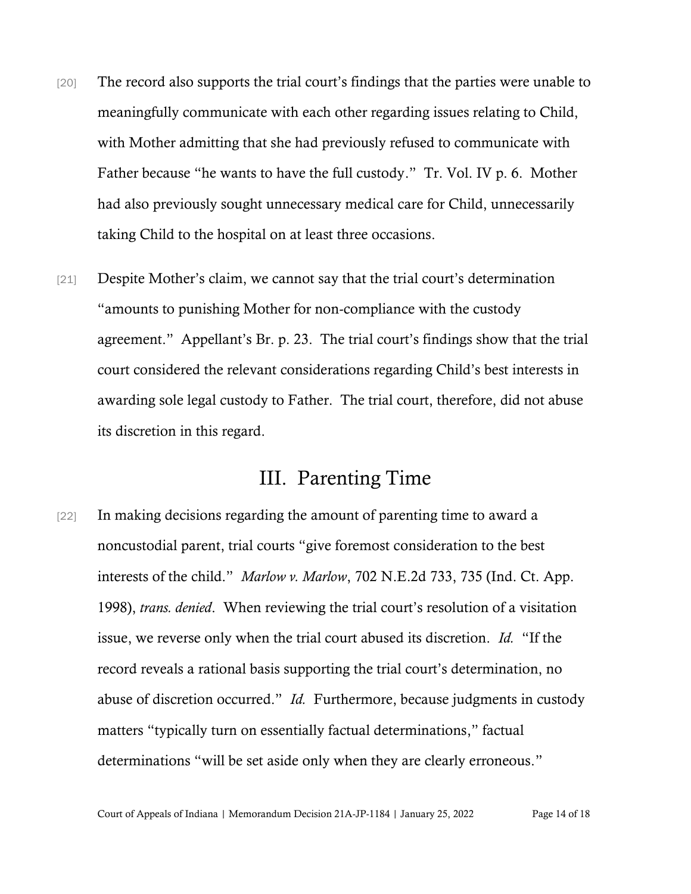[20] The record also supports the trial court's findings that the parties were unable to meaningfully communicate with each other regarding issues relating to Child, with Mother admitting that she had previously refused to communicate with Father because "he wants to have the full custody." Tr. Vol. IV p. 6. Mother had also previously sought unnecessary medical care for Child, unnecessarily taking Child to the hospital on at least three occasions.

[21] Despite Mother's claim, we cannot say that the trial court's determination "amounts to punishing Mother for non-compliance with the custody agreement." Appellant's Br. p. 23. The trial court's findings show that the trial court considered the relevant considerations regarding Child's best interests in awarding sole legal custody to Father. The trial court, therefore, did not abuse its discretion in this regard.

## III. Parenting Time

[22] In making decisions regarding the amount of parenting time to award a noncustodial parent, trial courts "give foremost consideration to the best interests of the child." *Marlow v. Marlow*, 702 N.E.2d 733, 735 (Ind. Ct. App. 1998), *trans. denied*. When reviewing the trial court's resolution of a visitation issue, we reverse only when the trial court abused its discretion. *Id.* "If the record reveals a rational basis supporting the trial court's determination, no abuse of discretion occurred." *Id.* Furthermore, because judgments in custody matters "typically turn on essentially factual determinations," factual determinations "will be set aside only when they are clearly erroneous."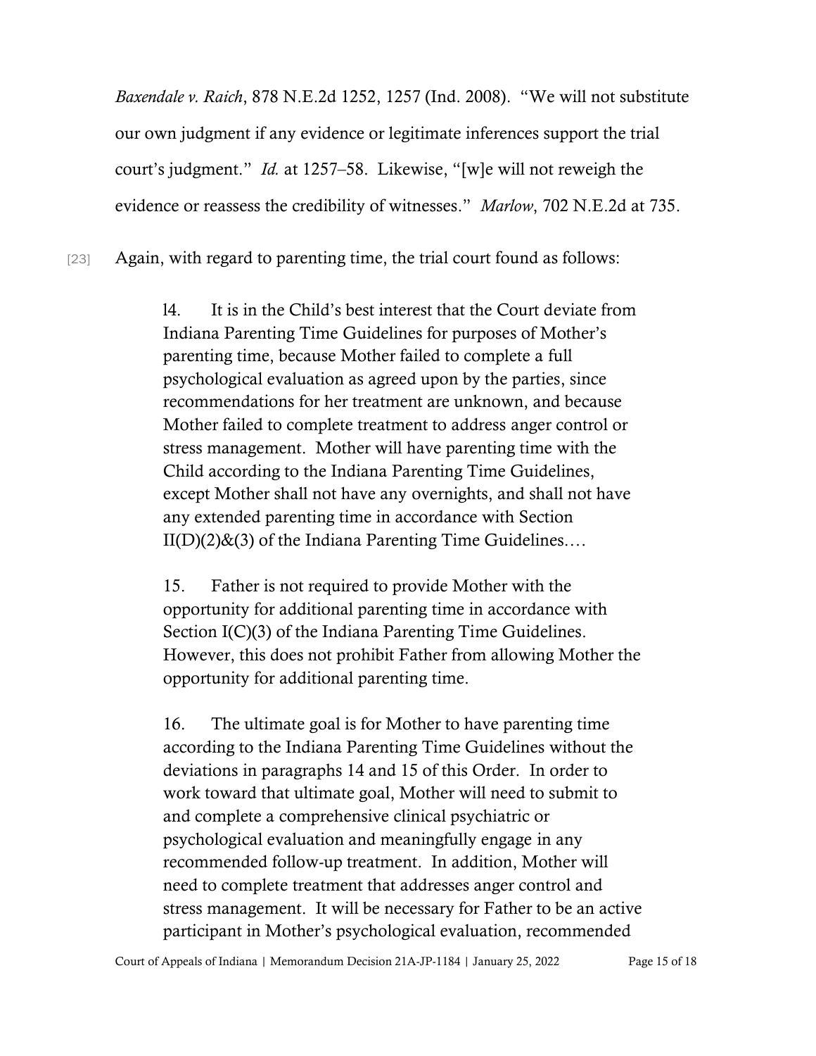*Baxendale v. Raich*, 878 N.E.2d 1252, 1257 (Ind. 2008). "We will not substitute our own judgment if any evidence or legitimate inferences support the trial court's judgment." *Id.* at 1257–58. Likewise, "[w]e will not reweigh the evidence or reassess the credibility of witnesses." *Marlow*, 702 N.E.2d at 735.

[23] Again, with regard to parenting time, the trial court found as follows:

> l4. It is in the Child's best interest that the Court deviate from Indiana Parenting Time Guidelines for purposes of Mother's parenting time, because Mother failed to complete a full psychological evaluation as agreed upon by the parties, since recommendations for her treatment are unknown, and because Mother failed to complete treatment to address anger control or stress management. Mother will have parenting time with the Child according to the Indiana Parenting Time Guidelines, except Mother shall not have any overnights, and shall not have any extended parenting time in accordance with Section II(D)(2)&(3) of the Indiana Parenting Time Guidelines.…
>
> 15. Father is not required to provide Mother with the opportunity for additional parenting time in accordance with Section I(C)(3) of the Indiana Parenting Time Guidelines. However, this does not prohibit Father from allowing Mother the opportunity for additional parenting time.
>
> 16. The ultimate goal is for Mother to have parenting time according to the Indiana Parenting Time Guidelines without the deviations in paragraphs 14 and 15 of this Order. In order to work toward that ultimate goal, Mother will need to submit to and complete a comprehensive clinical psychiatric or psychological evaluation and meaningfully engage in any recommended follow-up treatment. In addition, Mother will need to complete treatment that addresses anger control and stress management. It will be necessary for Father to be an active participant in Mother's psychological evaluation, recommended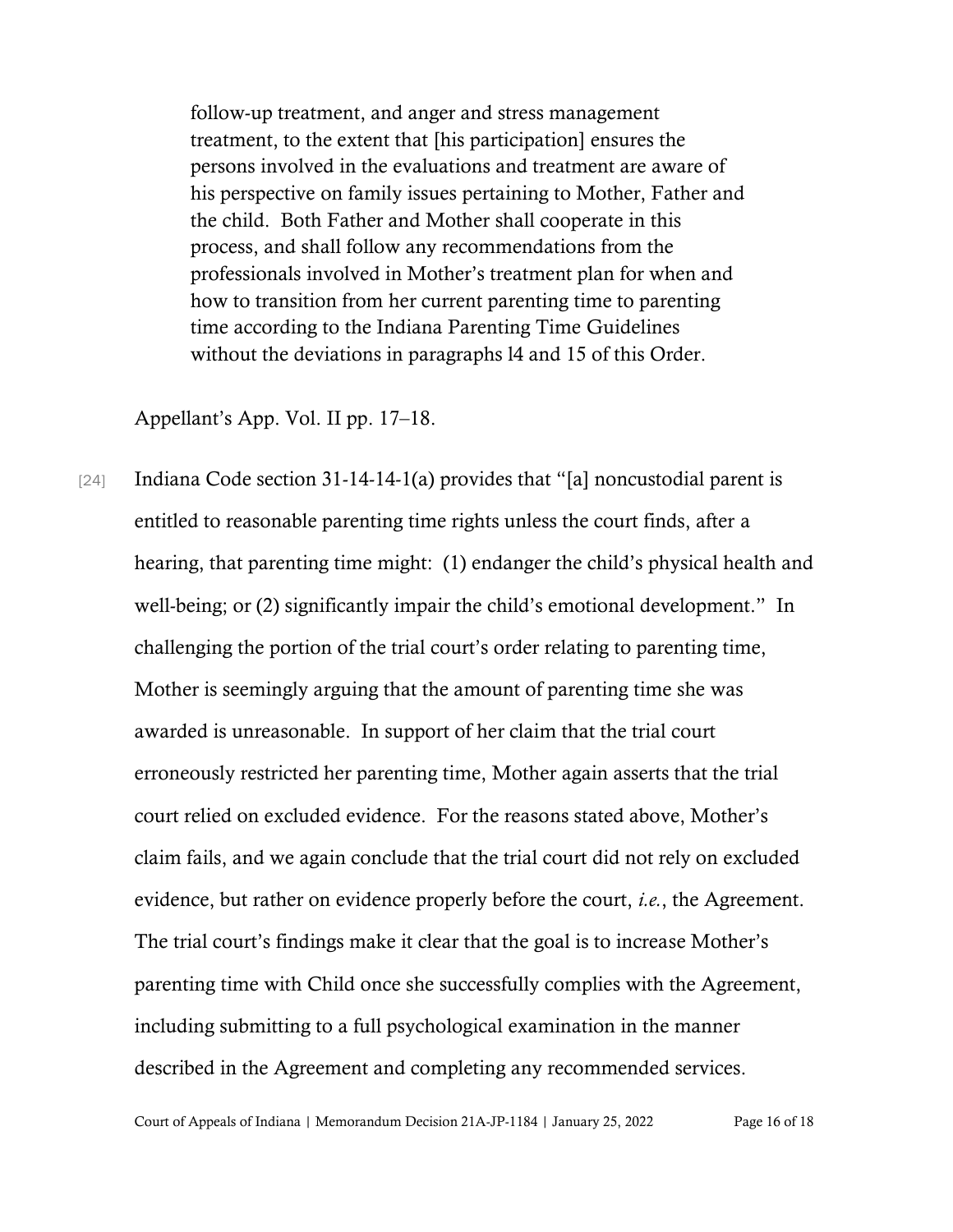> follow-up treatment, and anger and stress management treatment, to the extent that [his participation] ensures the persons involved in the evaluations and treatment are aware of his perspective on family issues pertaining to Mother, Father and the child. Both Father and Mother shall cooperate in this process, and shall follow any recommendations from the professionals involved in Mother's treatment plan for when and how to transition from her current parenting time to parenting time according to the Indiana Parenting Time Guidelines without the deviations in paragraphs l4 and 15 of this Order.

Appellant's App. Vol. II pp. 17–18.

[24] Indiana Code section 31-14-14-1(a) provides that "[a] noncustodial parent is entitled to reasonable parenting time rights unless the court finds, after a hearing, that parenting time might: (1) endanger the child's physical health and well-being; or (2) significantly impair the child's emotional development." In challenging the portion of the trial court's order relating to parenting time, Mother is seemingly arguing that the amount of parenting time she was awarded is unreasonable. In support of her claim that the trial court erroneously restricted her parenting time, Mother again asserts that the trial court relied on excluded evidence. For the reasons stated above, Mother's claim fails, and we again conclude that the trial court did not rely on excluded evidence, but rather on evidence properly before the court, *i.e.*, the Agreement. The trial court's findings make it clear that the goal is to increase Mother's parenting time with Child once she successfully complies with the Agreement, including submitting to a full psychological examination in the manner described in the Agreement and completing any recommended services.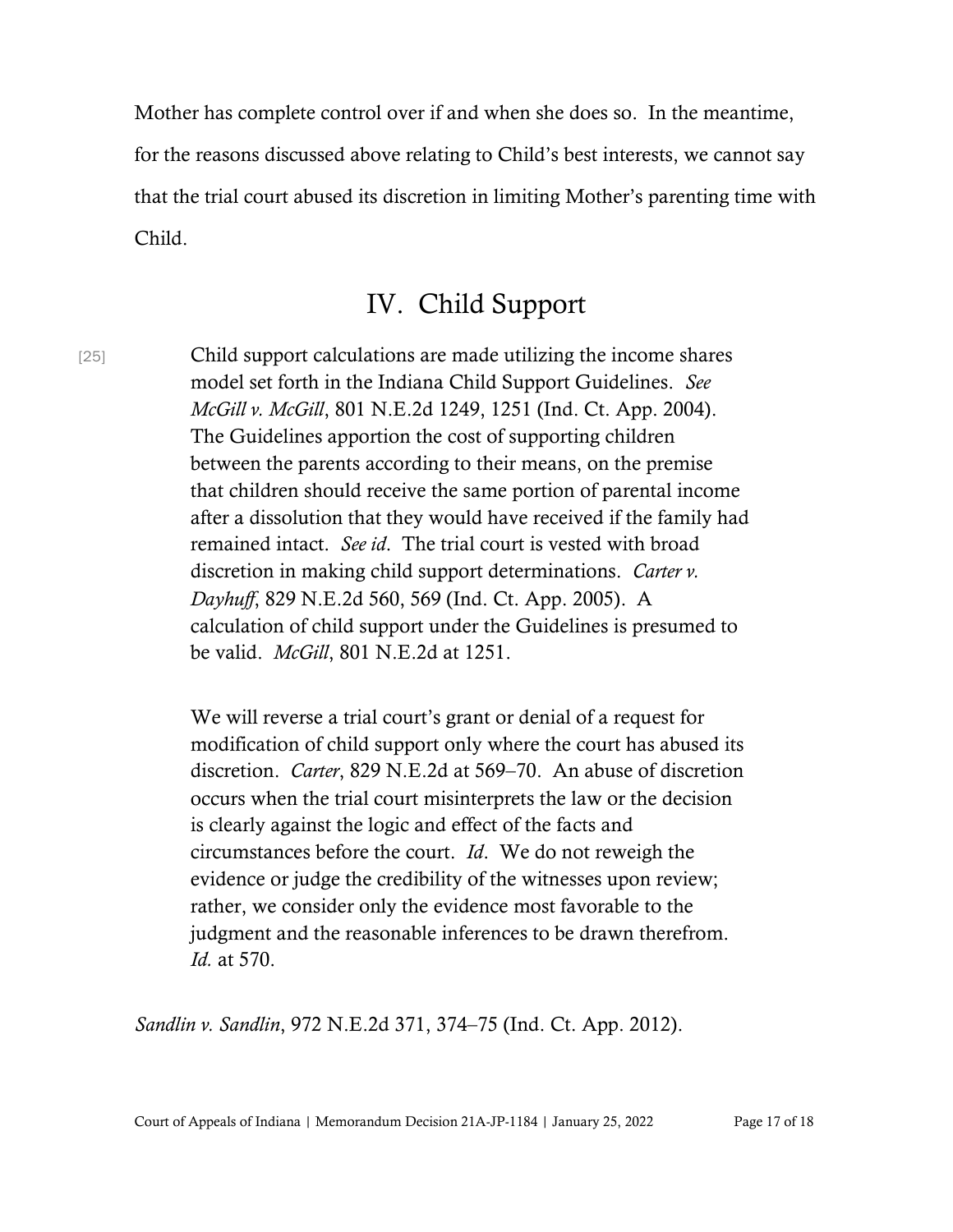Mother has complete control over if and when she does so. In the meantime, for the reasons discussed above relating to Child's best interests, we cannot say that the trial court abused its discretion in limiting Mother's parenting time with Child.

## IV. Child Support

[25] 

> Child support calculations are made utilizing the income shares model set forth in the Indiana Child Support Guidelines. *See McGill v. McGill*, 801 N.E.2d 1249, 1251 (Ind. Ct. App. 2004). The Guidelines apportion the cost of supporting children between the parents according to their means, on the premise that children should receive the same portion of parental income after a dissolution that they would have received if the family had remained intact. *See id*. The trial court is vested with broad discretion in making child support determinations. *Carter v. Dayhuff*, 829 N.E.2d 560, 569 (Ind. Ct. App. 2005). A calculation of child support under the Guidelines is presumed to be valid. *McGill*, 801 N.E.2d at 1251.
>
> We will reverse a trial court's grant or denial of a request for modification of child support only where the court has abused its discretion. *Carter*, 829 N.E.2d at 569–70. An abuse of discretion occurs when the trial court misinterprets the law or the decision is clearly against the logic and effect of the facts and circumstances before the court. *Id*. We do not reweigh the evidence or judge the credibility of the witnesses upon review; rather, we consider only the evidence most favorable to the judgment and the reasonable inferences to be drawn therefrom. *Id.* at 570.

*Sandlin v. Sandlin*, 972 N.E.2d 371, 374–75 (Ind. Ct. App. 2012).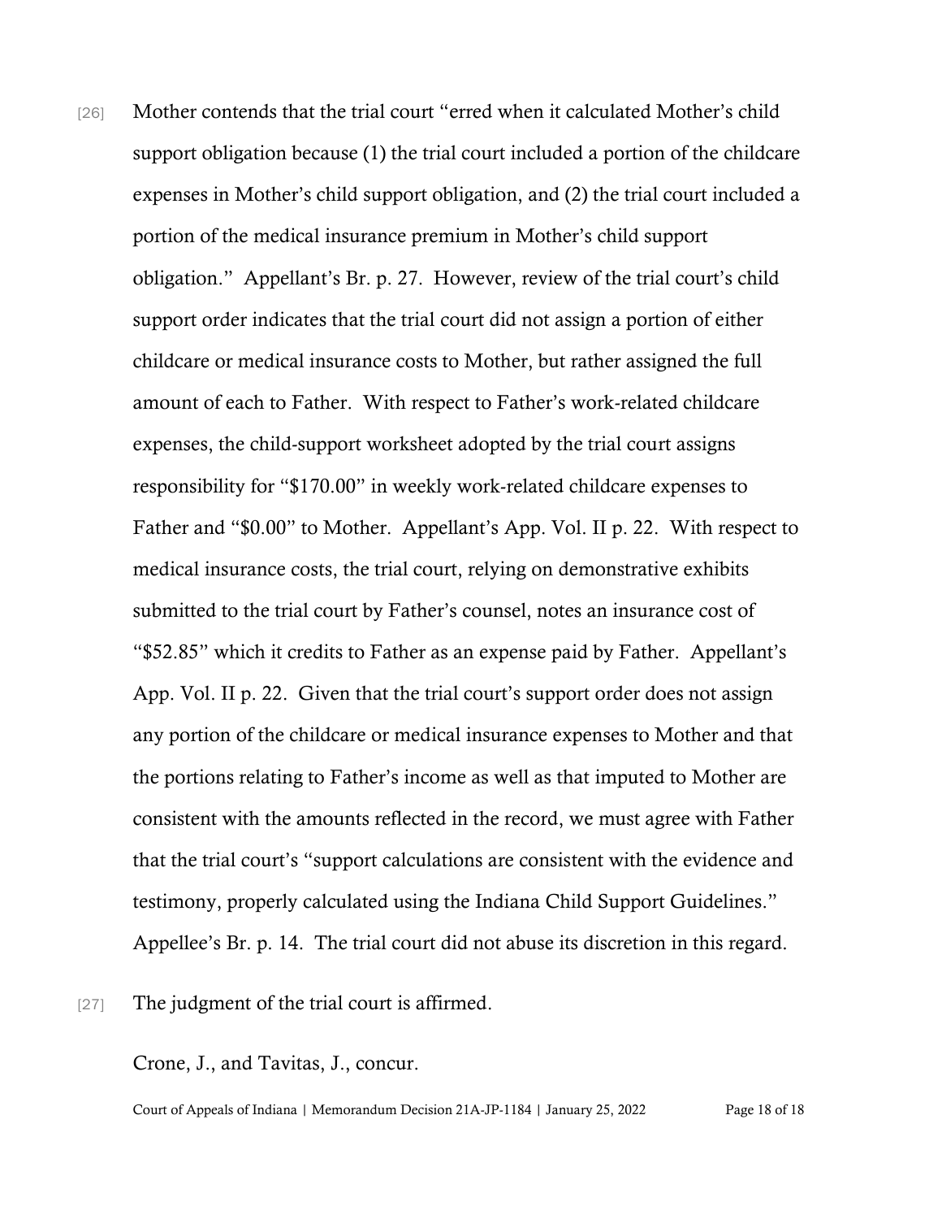[26] Mother contends that the trial court "erred when it calculated Mother's child support obligation because (1) the trial court included a portion of the childcare expenses in Mother's child support obligation, and (2) the trial court included a portion of the medical insurance premium in Mother's child support obligation." Appellant's Br. p. 27. However, review of the trial court's child support order indicates that the trial court did not assign a portion of either childcare or medical insurance costs to Mother, but rather assigned the full amount of each to Father. With respect to Father's work-related childcare expenses, the child-support worksheet adopted by the trial court assigns responsibility for "$170.00" in weekly work-related childcare expenses to Father and "$0.00" to Mother. Appellant's App. Vol. II p. 22. With respect to medical insurance costs, the trial court, relying on demonstrative exhibits submitted to the trial court by Father's counsel, notes an insurance cost of "$52.85" which it credits to Father as an expense paid by Father. Appellant's App. Vol. II p. 22. Given that the trial court's support order does not assign any portion of the childcare or medical insurance expenses to Mother and that the portions relating to Father's income as well as that imputed to Mother are consistent with the amounts reflected in the record, we must agree with Father that the trial court's "support calculations are consistent with the evidence and testimony, properly calculated using the Indiana Child Support Guidelines." Appellee's Br. p. 14. The trial court did not abuse its discretion in this regard.

[27] The judgment of the trial court is affirmed.

Crone, J., and Tavitas, J., concur.